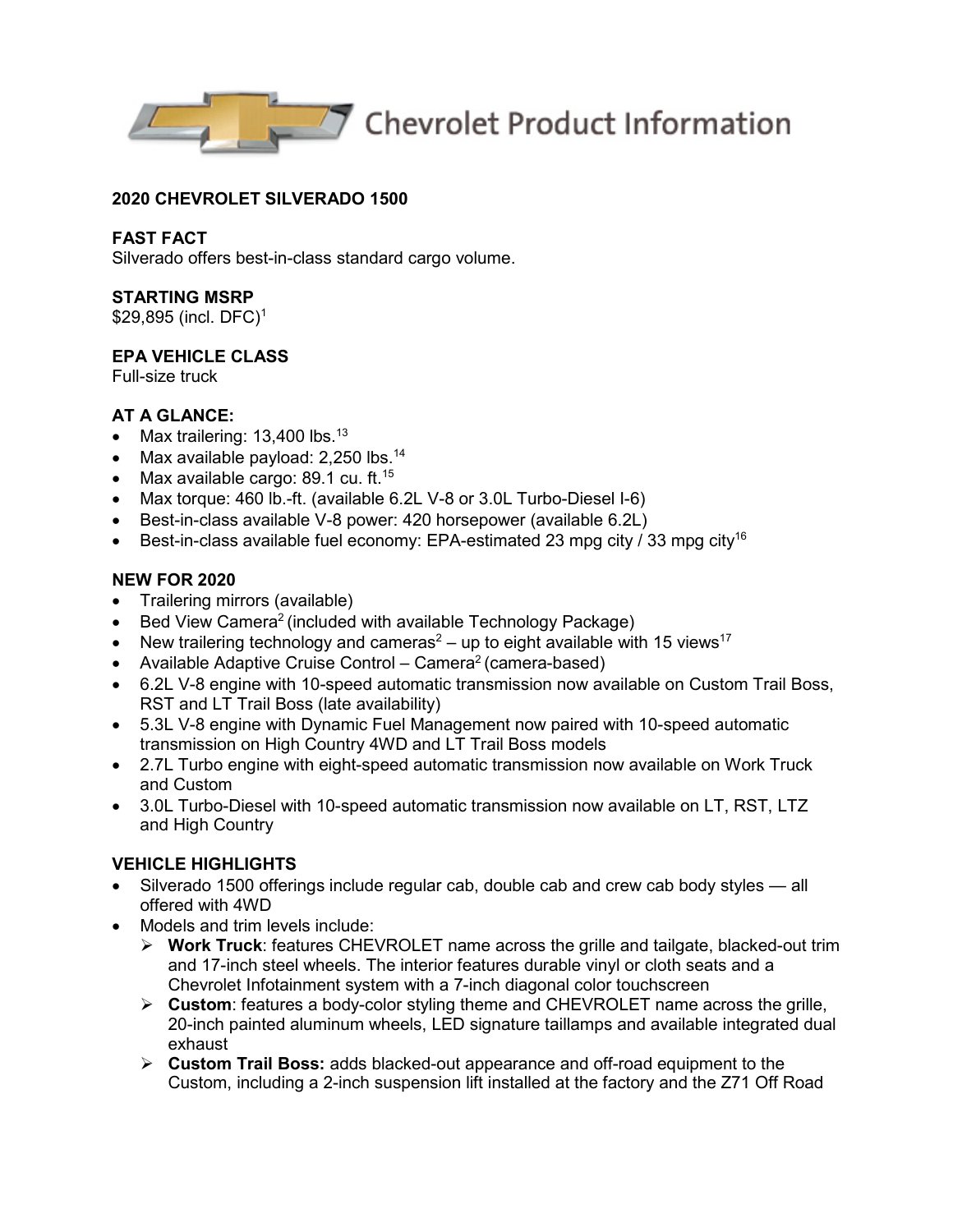Chevrolet Product Information

# 2020 CHEVROLET SILVERADO 1500

## FAST FACT
Silverado offers best-in-class standard cargo volume.

## STARTING MSRP
$29,895 (incl. DFC)[1]

## EPA VEHICLE CLASS
Full-size truck

## AT A GLANCE:
- Max trailering: 13,400 lbs.[13]
- Max available payload: 2,250 lbs.[14]
- Max available cargo: 89.1 cu. ft.[15]
- Max torque: 460 lb.-ft. (available 6.2L V-8 or 3.0L Turbo-Diesel I-6)
- Best-in-class available V-8 power: 420 horsepower (available 6.2L)
- Best-in-class available fuel economy: EPA-estimated 23 mpg city / 33 mpg city[16]

## NEW FOR 2020
- Trailering mirrors (available)
- Bed View Camera[2] (included with available Technology Package)
- New trailering technology and cameras[2] – up to eight available with 15 views[17]
- Available Adaptive Cruise Control – Camera[2] (camera-based)
- 6.2L V-8 engine with 10-speed automatic transmission now available on Custom Trail Boss, RST and LT Trail Boss (late availability)
- 5.3L V-8 engine with Dynamic Fuel Management now paired with 10-speed automatic transmission on High Country 4WD and LT Trail Boss models
- 2.7L Turbo engine with eight-speed automatic transmission now available on Work Truck and Custom
- 3.0L Turbo-Diesel with 10-speed automatic transmission now available on LT, RST, LTZ and High Country

## VEHICLE HIGHLIGHTS
- Silverado 1500 offerings include regular cab, double cab and crew cab body styles — all offered with 4WD
- Models and trim levels include:
  - **Work Truck**: features CHEVROLET name across the grille and tailgate, blacked-out trim and 17-inch steel wheels. The interior features durable vinyl or cloth seats and a Chevrolet Infotainment system with a 7-inch diagonal color touchscreen
  - **Custom**: features a body-color styling theme and CHEVROLET name across the grille, 20-inch painted aluminum wheels, LED signature taillamps and available integrated dual exhaust
  - **Custom Trail Boss:** adds blacked-out appearance and off-road equipment to the Custom, including a 2-inch suspension lift installed at the factory and the Z71 Off Road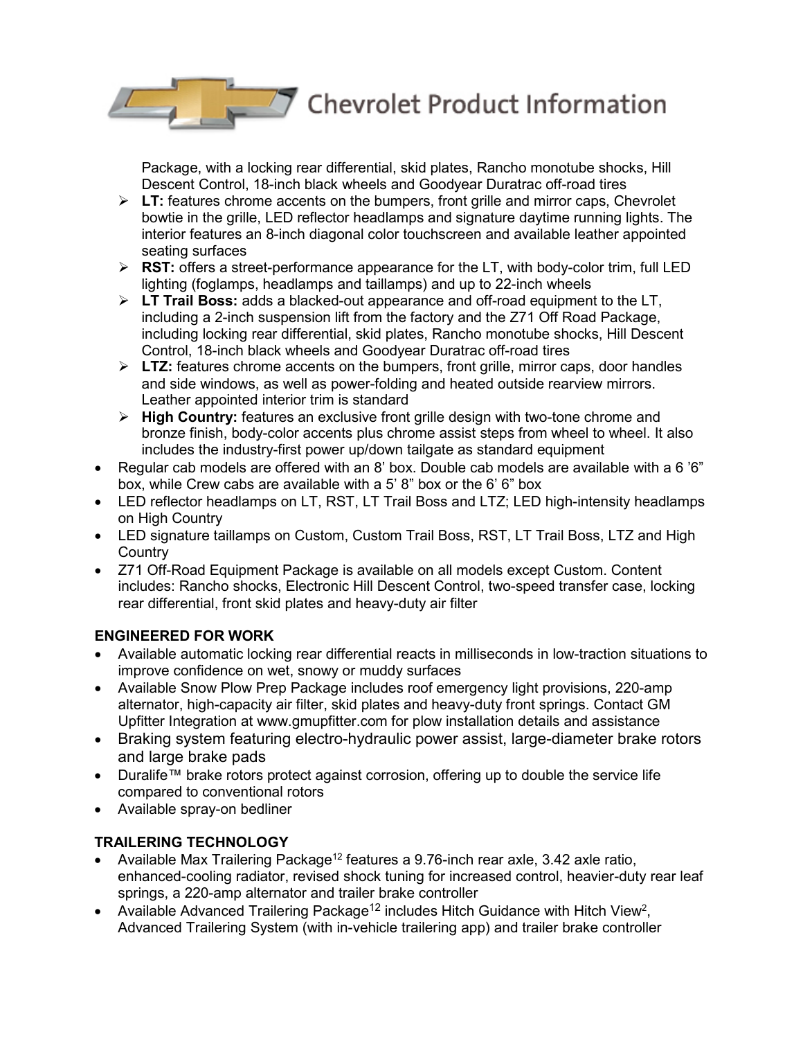Package, with a locking rear differential, skid plates, Rancho monotube shocks, Hill Descent Control, 18-inch black wheels and Goodyear Duratrac off-road tires

- **LT:** features chrome accents on the bumpers, front grille and mirror caps, Chevrolet bowtie in the grille, LED reflector headlamps and signature daytime running lights. The interior features an 8-inch diagonal color touchscreen and available leather appointed seating surfaces
- **RST:** offers a street-performance appearance for the LT, with body-color trim, full LED lighting (foglamps, headlamps and taillamps) and up to 22-inch wheels
- **LT Trail Boss:** adds a blacked-out appearance and off-road equipment to the LT, including a 2-inch suspension lift from the factory and the Z71 Off Road Package, including locking rear differential, skid plates, Rancho monotube shocks, Hill Descent Control, 18-inch black wheels and Goodyear Duratrac off-road tires
- **LTZ:** features chrome accents on the bumpers, front grille, mirror caps, door handles and side windows, as well as power-folding and heated outside rearview mirrors. Leather appointed interior trim is standard
- **High Country:** features an exclusive front grille design with two-tone chrome and bronze finish, body-color accents plus chrome assist steps from wheel to wheel. It also includes the industry-first power up/down tailgate as standard equipment

- Regular cab models are offered with an 8' box. Double cab models are available with a 6 '6" box, while Crew cabs are available with a 5' 8" box or the 6' 6" box
- LED reflector headlamps on LT, RST, LT Trail Boss and LTZ; LED high-intensity headlamps on High Country
- LED signature taillamps on Custom, Custom Trail Boss, RST, LT Trail Boss, LTZ and High Country
- Z71 Off-Road Equipment Package is available on all models except Custom. Content includes: Rancho shocks, Electronic Hill Descent Control, two-speed transfer case, locking rear differential, front skid plates and heavy-duty air filter

**ENGINEERED FOR WORK**

- Available automatic locking rear differential reacts in milliseconds in low-traction situations to improve confidence on wet, snowy or muddy surfaces
- Available Snow Plow Prep Package includes roof emergency light provisions, 220-amp alternator, high-capacity air filter, skid plates and heavy-duty front springs. Contact GM Upfitter Integration at www.gmupfitter.com for plow installation details and assistance
- Braking system featuring electro-hydraulic power assist, large-diameter brake rotors and large brake pads
- Duralife™ brake rotors protect against corrosion, offering up to double the service life compared to conventional rotors
- Available spray-on bedliner

**TRAILERING TECHNOLOGY**

- Available Max Trailering Package[12] features a 9.76-inch rear axle, 3.42 axle ratio, enhanced-cooling radiator, revised shock tuning for increased control, heavier-duty rear leaf springs, a 220-amp alternator and trailer brake controller
- Available Advanced Trailering Package[12] includes Hitch Guidance with Hitch View[2], Advanced Trailering System (with in-vehicle trailering app) and trailer brake controller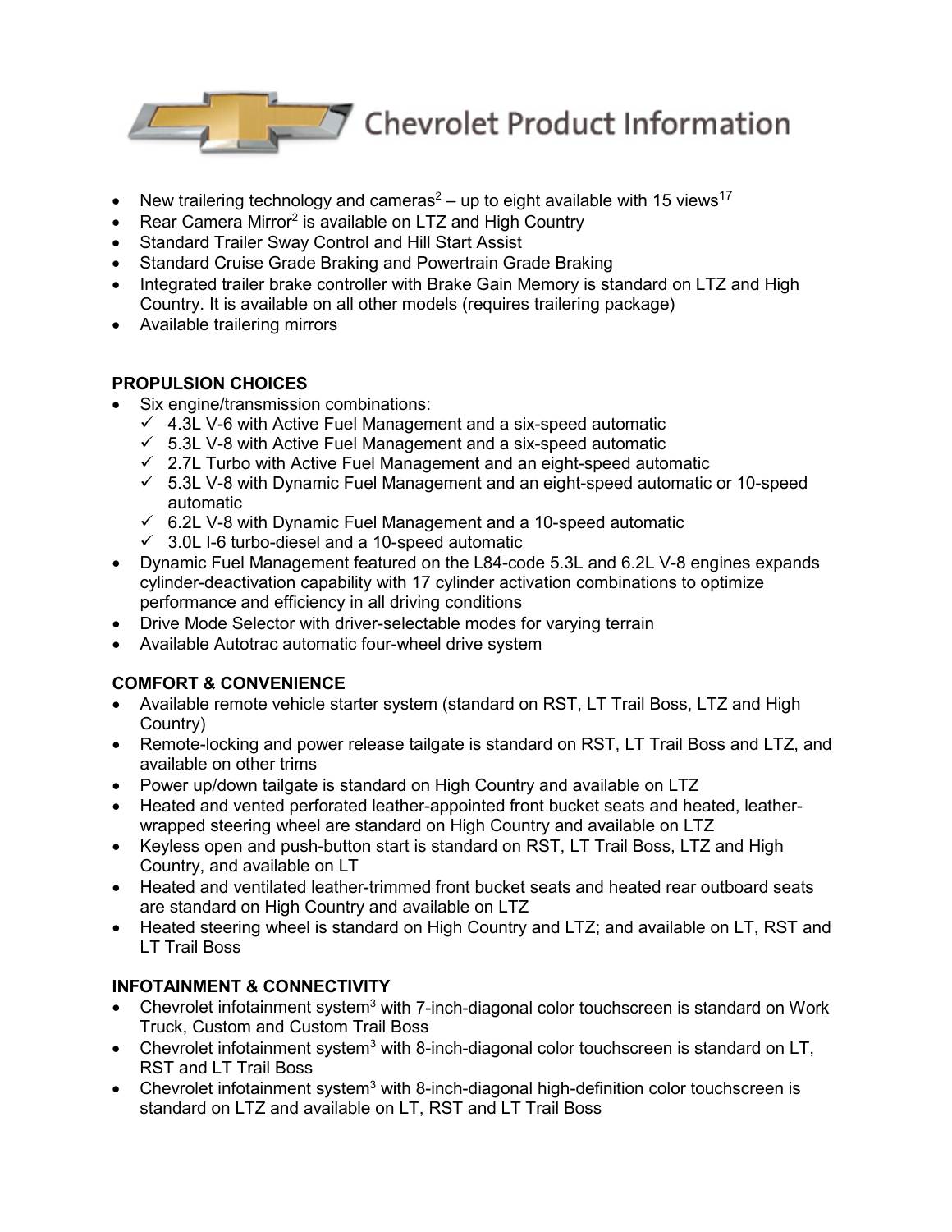- New trailering technology and cameras[2] – up to eight available with 15 views[17]
- Rear Camera Mirror[2] is available on LTZ and High Country
- Standard Trailer Sway Control and Hill Start Assist
- Standard Cruise Grade Braking and Powertrain Grade Braking
- Integrated trailer brake controller with Brake Gain Memory is standard on LTZ and High Country. It is available on all other models (requires trailering package)
- Available trailering mirrors

**PROPULSION CHOICES**

- Six engine/transmission combinations:
  - ✓ 4.3L V-6 with Active Fuel Management and a six-speed automatic
  - ✓ 5.3L V-8 with Active Fuel Management and a six-speed automatic
  - ✓ 2.7L Turbo with Active Fuel Management and an eight-speed automatic
  - ✓ 5.3L V-8 with Dynamic Fuel Management and an eight-speed automatic or 10-speed automatic
  - ✓ 6.2L V-8 with Dynamic Fuel Management and a 10-speed automatic
  - ✓ 3.0L I-6 turbo-diesel and a 10-speed automatic
- Dynamic Fuel Management featured on the L84-code 5.3L and 6.2L V-8 engines expands cylinder-deactivation capability with 17 cylinder activation combinations to optimize performance and efficiency in all driving conditions
- Drive Mode Selector with driver-selectable modes for varying terrain
- Available Autotrac automatic four-wheel drive system

**COMFORT & CONVENIENCE**

- Available remote vehicle starter system (standard on RST, LT Trail Boss, LTZ and High Country)
- Remote-locking and power release tailgate is standard on RST, LT Trail Boss and LTZ, and available on other trims
- Power up/down tailgate is standard on High Country and available on LTZ
- Heated and vented perforated leather-appointed front bucket seats and heated, leather-wrapped steering wheel are standard on High Country and available on LTZ
- Keyless open and push-button start is standard on RST, LT Trail Boss, LTZ and High Country, and available on LT
- Heated and ventilated leather-trimmed front bucket seats and heated rear outboard seats are standard on High Country and available on LTZ
- Heated steering wheel is standard on High Country and LTZ; and available on LT, RST and LT Trail Boss

**INFOTAINMENT & CONNECTIVITY**

- Chevrolet infotainment system[3] with 7-inch-diagonal color touchscreen is standard on Work Truck, Custom and Custom Trail Boss
- Chevrolet infotainment system[3] with 8-inch-diagonal color touchscreen is standard on LT, RST and LT Trail Boss
- Chevrolet infotainment system[3] with 8-inch-diagonal high-definition color touchscreen is standard on LTZ and available on LT, RST and LT Trail Boss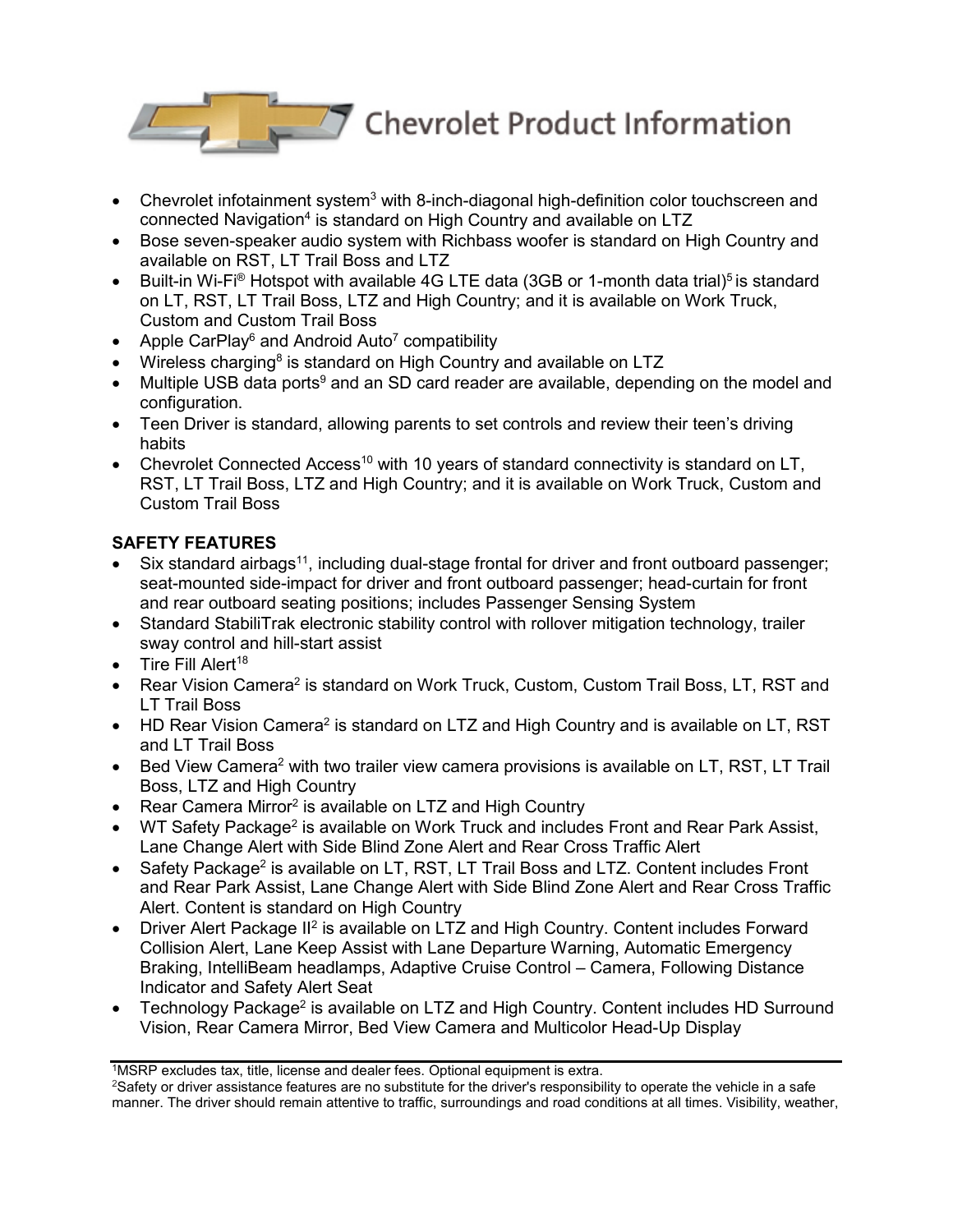- Chevrolet infotainment system[3] with 8-inch-diagonal high-definition color touchscreen and connected Navigation[4] is standard on High Country and available on LTZ
- Bose seven-speaker audio system with Richbass woofer is standard on High Country and available on RST, LT Trail Boss and LTZ
- Built-in Wi-Fi® Hotspot with available 4G LTE data (3GB or 1-month data trial)[5] is standard on LT, RST, LT Trail Boss, LTZ and High Country; and it is available on Work Truck, Custom and Custom Trail Boss
- Apple CarPlay[6] and Android Auto[7] compatibility
- Wireless charging[8] is standard on High Country and available on LTZ
- Multiple USB data ports[9] and an SD card reader are available, depending on the model and configuration.
- Teen Driver is standard, allowing parents to set controls and review their teen's driving habits
- Chevrolet Connected Access[10] with 10 years of standard connectivity is standard on LT, RST, LT Trail Boss, LTZ and High Country; and it is available on Work Truck, Custom and Custom Trail Boss

**SAFETY FEATURES**

- Six standard airbags[11], including dual-stage frontal for driver and front outboard passenger; seat-mounted side-impact for driver and front outboard passenger; head-curtain for front and rear outboard seating positions; includes Passenger Sensing System
- Standard StabiliTrak electronic stability control with rollover mitigation technology, trailer sway control and hill-start assist
- Tire Fill Alert[18]
- Rear Vision Camera[2] is standard on Work Truck, Custom, Custom Trail Boss, LT, RST and LT Trail Boss
- HD Rear Vision Camera[2] is standard on LTZ and High Country and is available on LT, RST and LT Trail Boss
- Bed View Camera[2] with two trailer view camera provisions is available on LT, RST, LT Trail Boss, LTZ and High Country
- Rear Camera Mirror[2] is available on LTZ and High Country
- WT Safety Package[2] is available on Work Truck and includes Front and Rear Park Assist, Lane Change Alert with Side Blind Zone Alert and Rear Cross Traffic Alert
- Safety Package[2] is available on LT, RST, LT Trail Boss and LTZ. Content includes Front and Rear Park Assist, Lane Change Alert with Side Blind Zone Alert and Rear Cross Traffic Alert. Content is standard on High Country
- Driver Alert Package II[2] is available on LTZ and High Country. Content includes Forward Collision Alert, Lane Keep Assist with Lane Departure Warning, Automatic Emergency Braking, IntelliBeam headlamps, Adaptive Cruise Control – Camera, Following Distance Indicator and Safety Alert Seat
- Technology Package[2] is available on LTZ and High Country. Content includes HD Surround Vision, Rear Camera Mirror, Bed View Camera and Multicolor Head-Up Display

---

[1]MSRP excludes tax, title, license and dealer fees. Optional equipment is extra.

[2]Safety or driver assistance features are no substitute for the driver's responsibility to operate the vehicle in a safe manner. The driver should remain attentive to traffic, surroundings and road conditions at all times. Visibility, weather,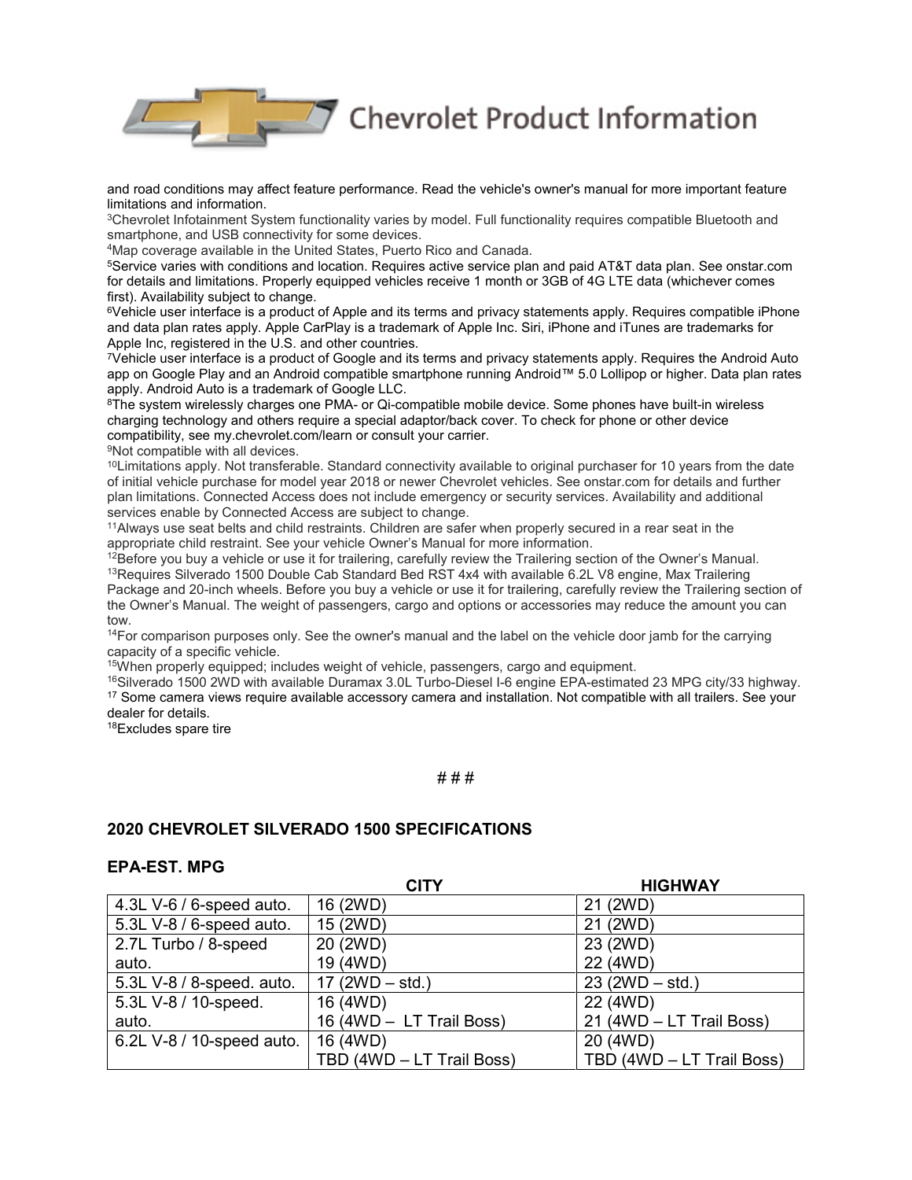and road conditions may affect feature performance. Read the vehicle's owner's manual for more important feature limitations and information.

[3]Chevrolet Infotainment System functionality varies by model. Full functionality requires compatible Bluetooth and smartphone, and USB connectivity for some devices.

[4]Map coverage available in the United States, Puerto Rico and Canada.

[5]Service varies with conditions and location. Requires active service plan and paid AT&T data plan. See onstar.com for details and limitations. Properly equipped vehicles receive 1 month or 3GB of 4G LTE data (whichever comes first). Availability subject to change.

[6]Vehicle user interface is a product of Apple and its terms and privacy statements apply. Requires compatible iPhone and data plan rates apply. Apple CarPlay is a trademark of Apple Inc. Siri, iPhone and iTunes are trademarks for Apple Inc, registered in the U.S. and other countries.

[7]Vehicle user interface is a product of Google and its terms and privacy statements apply. Requires the Android Auto app on Google Play and an Android compatible smartphone running Android™ 5.0 Lollipop or higher. Data plan rates apply. Android Auto is a trademark of Google LLC.

[8]The system wirelessly charges one PMA- or Qi-compatible mobile device. Some phones have built-in wireless charging technology and others require a special adaptor/back cover. To check for phone or other device compatibility, see my.chevrolet.com/learn or consult your carrier.

[9]Not compatible with all devices.

[10]Limitations apply. Not transferable. Standard connectivity available to original purchaser for 10 years from the date of initial vehicle purchase for model year 2018 or newer Chevrolet vehicles. See onstar.com for details and further plan limitations. Connected Access does not include emergency or security services. Availability and additional services enable by Connected Access are subject to change.

[11]Always use seat belts and child restraints. Children are safer when properly secured in a rear seat in the appropriate child restraint. See your vehicle Owner's Manual for more information.

[12]Before you buy a vehicle or use it for trailering, carefully review the Trailering section of the Owner's Manual.

[13]Requires Silverado 1500 Double Cab Standard Bed RST 4x4 with available 6.2L V8 engine, Max Trailering Package and 20-inch wheels. Before you buy a vehicle or use it for trailering, carefully review the Trailering section of the Owner's Manual. The weight of passengers, cargo and options or accessories may reduce the amount you can tow.

[14]For comparison purposes only. See the owner's manual and the label on the vehicle door jamb for the carrying capacity of a specific vehicle.

[15]When properly equipped; includes weight of vehicle, passengers, cargo and equipment.

[16]Silverado 1500 2WD with available Duramax 3.0L Turbo-Diesel I-6 engine EPA-estimated 23 MPG city/33 highway.

[17] Some camera views require available accessory camera and installation. Not compatible with all trailers. See your dealer for details.

[18]Excludes spare tire

# # #

## 2020 CHEVROLET SILVERADO 1500 SPECIFICATIONS

### EPA-EST. MPG

| | CITY | HIGHWAY |
|---|---|---|
| 4.3L V-6 / 6-speed auto. | 16 (2WD) | 21 (2WD) |
| 5.3L V-8 / 6-speed auto. | 15 (2WD) | 21 (2WD) |
| 2.7L Turbo / 8-speed auto. | 20 (2WD)<br>19 (4WD) | 23 (2WD)<br>22 (4WD) |
| 5.3L V-8 / 8-speed. auto. | 17 (2WD – std.) | 23 (2WD – std.) |
| 5.3L V-8 / 10-speed. auto. | 16 (4WD)<br>16 (4WD – LT Trail Boss) | 22 (4WD)<br>21 (4WD – LT Trail Boss) |
| 6.2L V-8 / 10-speed auto. | 16 (4WD)<br>TBD (4WD – LT Trail Boss) | 20 (4WD)<br>TBD (4WD – LT Trail Boss) |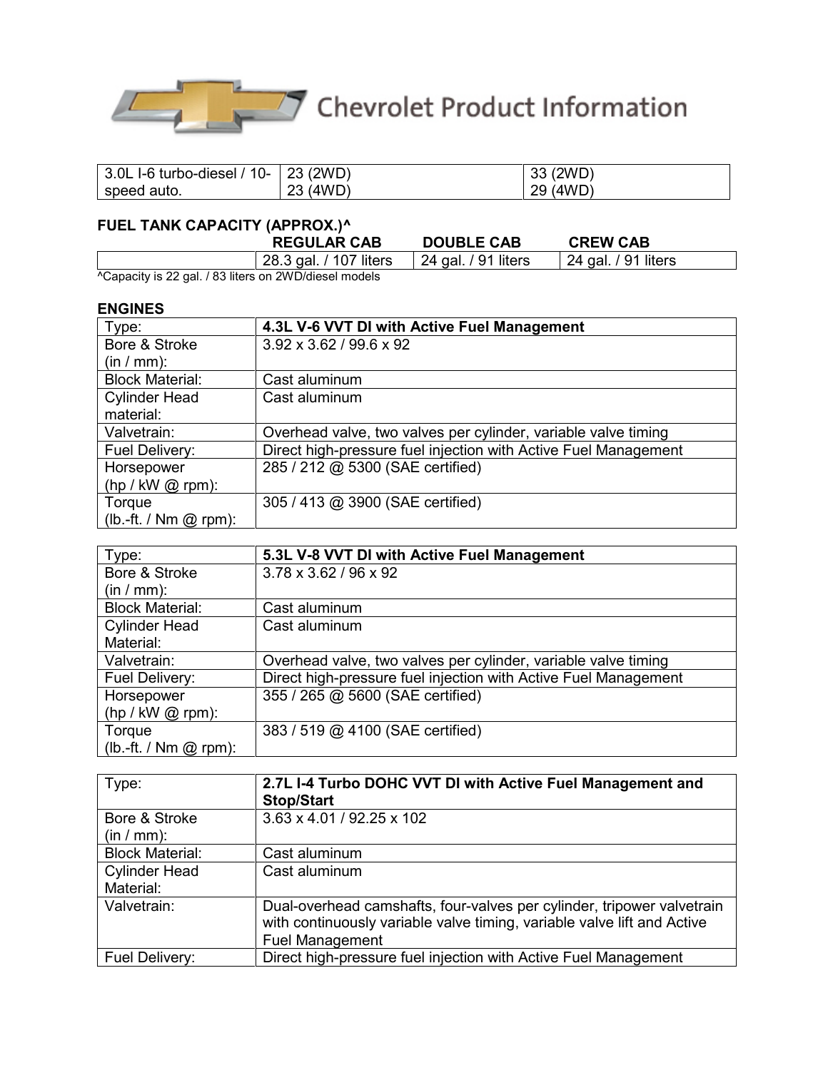| 3.0L I-6 turbo-diesel / 10-speed auto. | 23 (2WD)<br>23 (4WD) | 33 (2WD)<br>29 (4WD) |
|---|---|---|

**FUEL TANK CAPACITY (APPROX.)^**

| | REGULAR CAB | DOUBLE CAB | CREW CAB |
|---|---|---|---|
| | 28.3 gal. / 107 liters | 24 gal. / 91 liters | 24 gal. / 91 liters |

^Capacity is 22 gal. / 83 liters on 2WD/diesel models

**ENGINES**

| Type: | **4.3L V-6 VVT DI with Active Fuel Management** |
|---|---|
| Bore & Stroke (in / mm): | 3.92 x 3.62 / 99.6 x 92 |
| Block Material: | Cast aluminum |
| Cylinder Head material: | Cast aluminum |
| Valvetrain: | Overhead valve, two valves per cylinder, variable valve timing |
| Fuel Delivery: | Direct high-pressure fuel injection with Active Fuel Management |
| Horsepower (hp / kW @ rpm): | 285 / 212 @ 5300 (SAE certified) |
| Torque (lb.-ft. / Nm @ rpm): | 305 / 413 @ 3900 (SAE certified) |

| Type: | **5.3L V-8 VVT DI with Active Fuel Management** |
|---|---|
| Bore & Stroke (in / mm): | 3.78 x 3.62 / 96 x 92 |
| Block Material: | Cast aluminum |
| Cylinder Head Material: | Cast aluminum |
| Valvetrain: | Overhead valve, two valves per cylinder, variable valve timing |
| Fuel Delivery: | Direct high-pressure fuel injection with Active Fuel Management |
| Horsepower (hp / kW @ rpm): | 355 / 265 @ 5600 (SAE certified) |
| Torque (lb.-ft. / Nm @ rpm): | 383 / 519 @ 4100 (SAE certified) |

| Type: | **2.7L I-4 Turbo DOHC VVT DI with Active Fuel Management and Stop/Start** |
|---|---|
| Bore & Stroke (in / mm): | 3.63 x 4.01 / 92.25 x 102 |
| Block Material: | Cast aluminum |
| Cylinder Head Material: | Cast aluminum |
| Valvetrain: | Dual-overhead camshafts, four-valves per cylinder, tripower valvetrain with continuously variable valve timing, variable valve lift and Active Fuel Management |
| Fuel Delivery: | Direct high-pressure fuel injection with Active Fuel Management |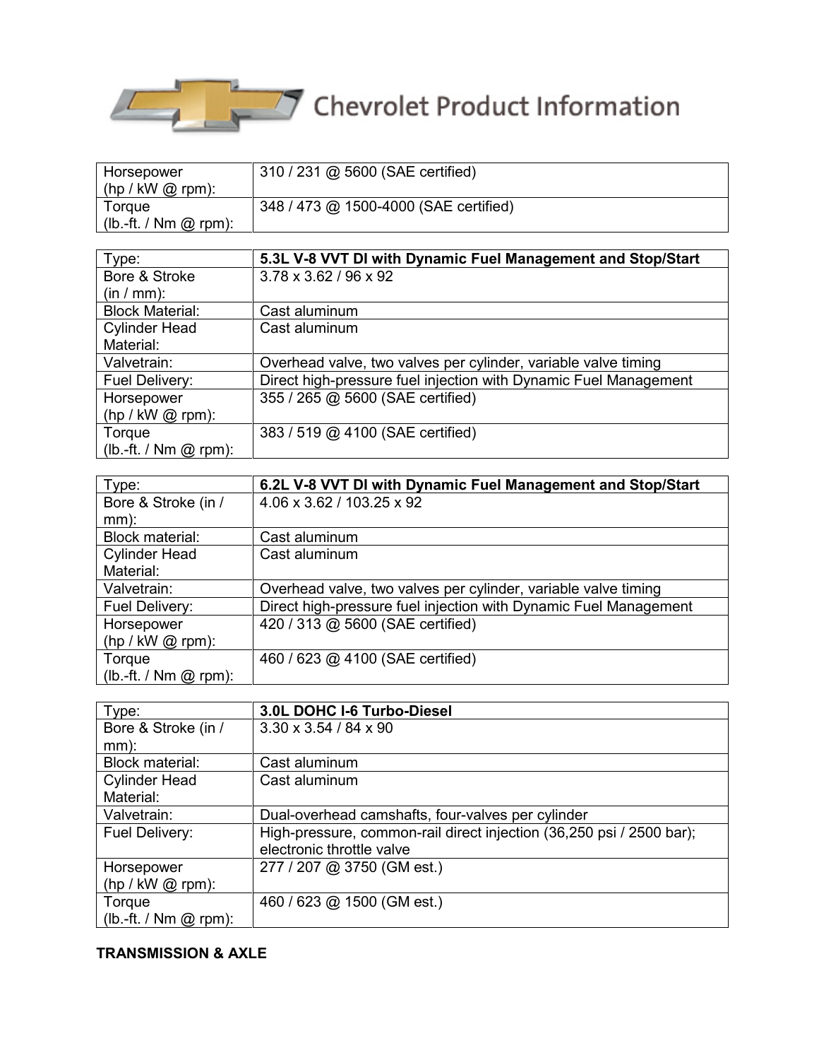| | |
|---|---|
| Horsepower (hp / kW @ rpm): | 310 / 231 @ 5600 (SAE certified) |
| Torque (lb.-ft. / Nm @ rpm): | 348 / 473 @ 1500-4000 (SAE certified) |

| Type: | **5.3L V-8 VVT DI with Dynamic Fuel Management and Stop/Start** |
|---|---|
| Bore & Stroke (in / mm): | 3.78 x 3.62 / 96 x 92 |
| Block Material: | Cast aluminum |
| Cylinder Head Material: | Cast aluminum |
| Valvetrain: | Overhead valve, two valves per cylinder, variable valve timing |
| Fuel Delivery: | Direct high-pressure fuel injection with Dynamic Fuel Management |
| Horsepower (hp / kW @ rpm): | 355 / 265 @ 5600 (SAE certified) |
| Torque (lb.-ft. / Nm @ rpm): | 383 / 519 @ 4100 (SAE certified) |

| Type: | **6.2L V-8 VVT DI with Dynamic Fuel Management and Stop/Start** |
|---|---|
| Bore & Stroke (in / mm): | 4.06 x 3.62 / 103.25 x 92 |
| Block material: | Cast aluminum |
| Cylinder Head Material: | Cast aluminum |
| Valvetrain: | Overhead valve, two valves per cylinder, variable valve timing |
| Fuel Delivery: | Direct high-pressure fuel injection with Dynamic Fuel Management |
| Horsepower (hp / kW @ rpm): | 420 / 313 @ 5600 (SAE certified) |
| Torque (lb.-ft. / Nm @ rpm): | 460 / 623 @ 4100 (SAE certified) |

| Type: | **3.0L DOHC I-6 Turbo-Diesel** |
|---|---|
| Bore & Stroke (in / mm): | 3.30 x 3.54 / 84 x 90 |
| Block material: | Cast aluminum |
| Cylinder Head Material: | Cast aluminum |
| Valvetrain: | Dual-overhead camshafts, four-valves per cylinder |
| Fuel Delivery: | High-pressure, common-rail direct injection (36,250 psi / 2500 bar); electronic throttle valve |
| Horsepower (hp / kW @ rpm): | 277 / 207 @ 3750 (GM est.) |
| Torque (lb.-ft. / Nm @ rpm): | 460 / 623 @ 1500 (GM est.) |

**TRANSMISSION & AXLE**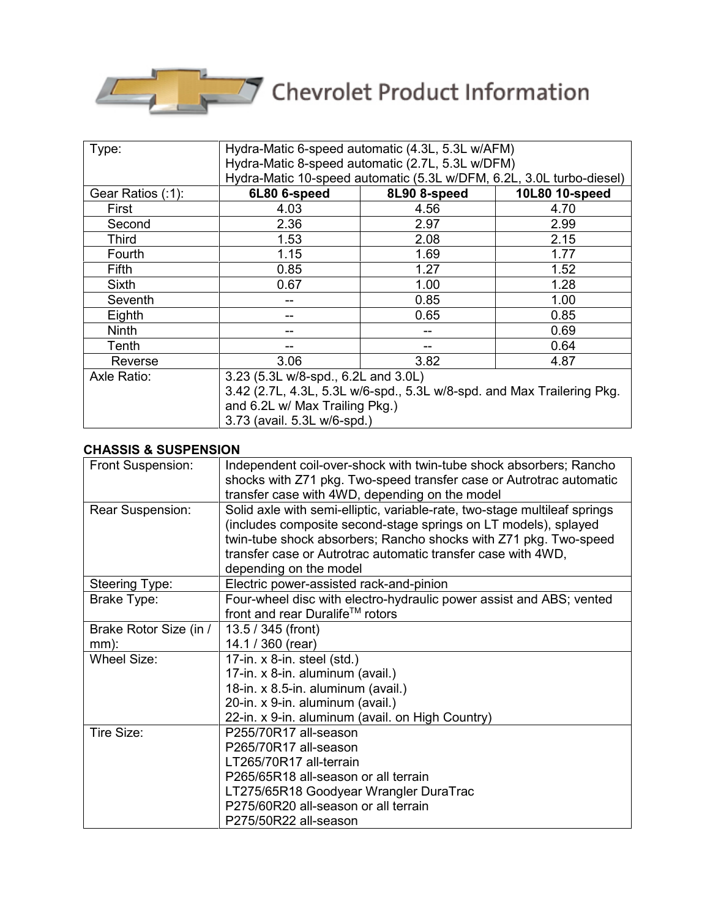# Chevrolet Product Information

| Type: | Hydra-Matic 6-speed automatic (4.3L, 5.3L w/AFM)<br>Hydra-Matic 8-speed automatic (2.7L, 5.3L w/DFM)<br>Hydra-Matic 10-speed automatic (5.3L w/DFM, 6.2L, 3.0L turbo-diesel) | | |
|---|---|---|---|
| Gear Ratios (:1): | **6L80 6-speed** | **8L90 8-speed** | **10L80 10-speed** |
| First | 4.03 | 4.56 | 4.70 |
| Second | 2.36 | 2.97 | 2.99 |
| Third | 1.53 | 2.08 | 2.15 |
| Fourth | 1.15 | 1.69 | 1.77 |
| Fifth | 0.85 | 1.27 | 1.52 |
| Sixth | 0.67 | 1.00 | 1.28 |
| Seventh | -- | 0.85 | 1.00 |
| Eighth | -- | 0.65 | 0.85 |
| Ninth | -- | -- | 0.69 |
| Tenth | -- | -- | 0.64 |
| Reverse | 3.06 | 3.82 | 4.87 |
| Axle Ratio: | 3.23 (5.3L w/8-spd., 6.2L and 3.0L)<br>3.42 (2.7L, 4.3L, 5.3L w/6-spd., 5.3L w/8-spd. and Max Trailering Pkg. and 6.2L w/ Max Trailing Pkg.)<br>3.73 (avail. 5.3L w/6-spd.) | | |

**CHASSIS & SUSPENSION**

| | |
|---|---|
| Front Suspension: | Independent coil-over-shock with twin-tube shock absorbers; Rancho shocks with Z71 pkg. Two-speed transfer case or Autotrac automatic transfer case with 4WD, depending on the model |
| Rear Suspension: | Solid axle with semi-elliptic, variable-rate, two-stage multileaf springs (includes composite second-stage springs on LT models), splayed twin-tube shock absorbers; Rancho shocks with Z71 pkg. Two-speed transfer case or Autotrac automatic transfer case with 4WD, depending on the model |
| Steering Type: | Electric power-assisted rack-and-pinion |
| Brake Type: | Four-wheel disc with electro-hydraulic power assist and ABS; vented front and rear Duralife™ rotors |
| Brake Rotor Size (in / mm): | 13.5 / 345 (front)<br>14.1 / 360 (rear) |
| Wheel Size: | 17-in. x 8-in. steel (std.)<br>17-in. x 8-in. aluminum (avail.)<br>18-in. x 8.5-in. aluminum (avail.)<br>20-in. x 9-in. aluminum (avail.)<br>22-in. x 9-in. aluminum (avail. on High Country) |
| Tire Size: | P255/70R17 all-season<br>P265/70R17 all-season<br>LT265/70R17 all-terrain<br>P265/65R18 all-season or all terrain<br>LT275/65R18 Goodyear Wrangler DuraTrac<br>P275/60R20 all-season or all terrain<br>P275/50R22 all-season |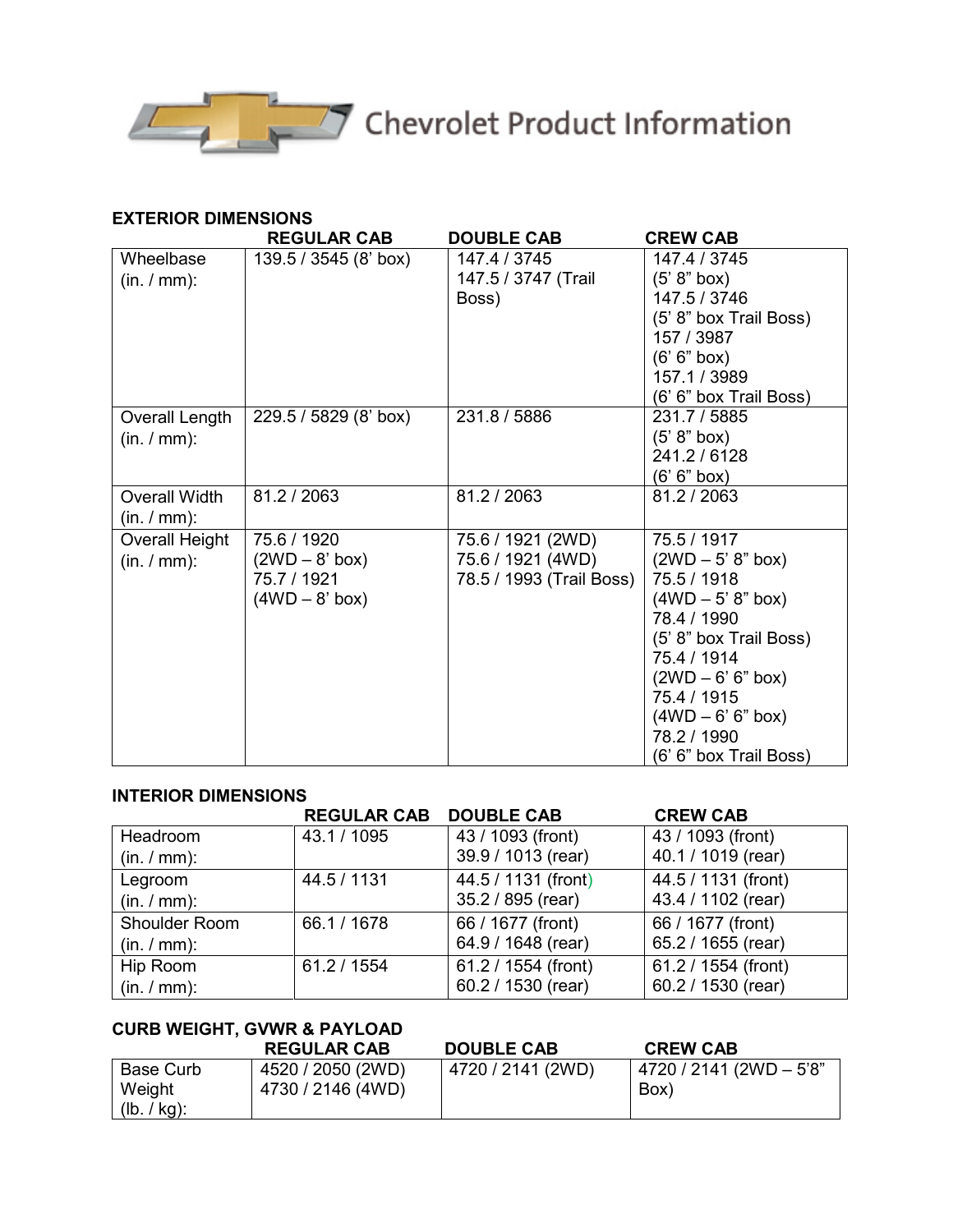Chevrolet Product Information

**EXTERIOR DIMENSIONS**

| | REGULAR CAB | DOUBLE CAB | CREW CAB |
|---|---|---|---|
| Wheelbase (in. / mm): | 139.5 / 3545 (8' box) | 147.4 / 3745<br>147.5 / 3747 (Trail Boss) | 147.4 / 3745 (5' 8" box)<br>147.5 / 3746 (5' 8" box Trail Boss)<br>157 / 3987 (6' 6" box)<br>157.1 / 3989 (6' 6" box Trail Boss) |
| Overall Length (in. / mm): | 229.5 / 5829 (8' box) | 231.8 / 5886 | 231.7 / 5885 (5' 8" box)<br>241.2 / 6128 (6' 6" box) |
| Overall Width (in. / mm): | 81.2 / 2063 | 81.2 / 2063 | 81.2 / 2063 |
| Overall Height (in. / mm): | 75.6 / 1920 (2WD – 8' box)<br>75.7 / 1921 (4WD – 8' box) | 75.6 / 1921 (2WD)<br>75.6 / 1921 (4WD)<br>78.5 / 1993 (Trail Boss) | 75.5 / 1917 (2WD – 5' 8" box)<br>75.5 / 1918 (4WD – 5' 8" box)<br>78.4 / 1990 (5' 8" box Trail Boss)<br>75.4 / 1914 (2WD – 6' 6" box)<br>75.4 / 1915 (4WD – 6' 6" box)<br>78.2 / 1990 (6' 6" box Trail Boss) |

**INTERIOR DIMENSIONS**

| | REGULAR CAB | DOUBLE CAB | CREW CAB |
|---|---|---|---|
| Headroom (in. / mm): | 43.1 / 1095 | 43 / 1093 (front)<br>39.9 / 1013 (rear) | 43 / 1093 (front)<br>40.1 / 1019 (rear) |
| Legroom (in. / mm): | 44.5 / 1131 | 44.5 / 1131 (front)<br>35.2 / 895 (rear) | 44.5 / 1131 (front)<br>43.4 / 1102 (rear) |
| Shoulder Room (in. / mm): | 66.1 / 1678 | 66 / 1677 (front)<br>64.9 / 1648 (rear) | 66 / 1677 (front)<br>65.2 / 1655 (rear) |
| Hip Room (in. / mm): | 61.2 / 1554 | 61.2 / 1554 (front)<br>60.2 / 1530 (rear) | 61.2 / 1554 (front)<br>60.2 / 1530 (rear) |

**CURB WEIGHT, GVWR & PAYLOAD**

| | REGULAR CAB | DOUBLE CAB | CREW CAB |
|---|---|---|---|
| Base Curb Weight (lb. / kg): | 4520 / 2050 (2WD)<br>4730 / 2146 (4WD) | 4720 / 2141 (2WD) | 4720 / 2141 (2WD – 5'8" Box) |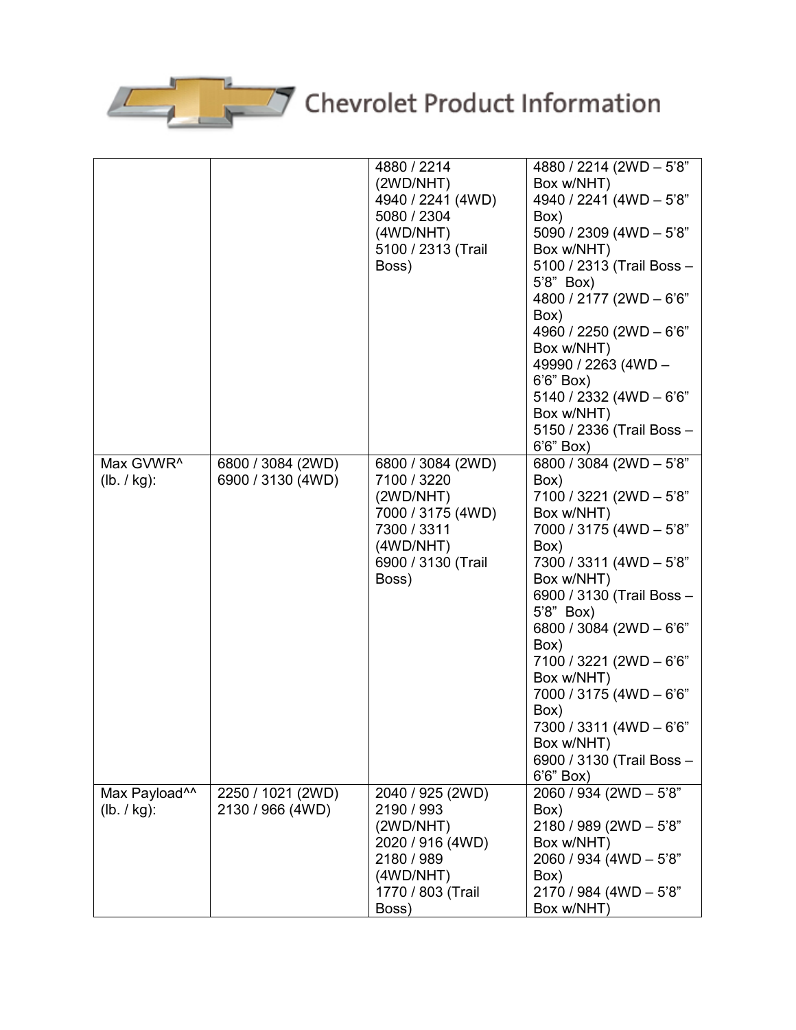|  |  |  |  |
|---|---|---|---|
|  |  | 4880 / 2214 (2WD/NHT)<br>4940 / 2241 (4WD)<br>5080 / 2304 (4WD/NHT)<br>5100 / 2313 (Trail Boss) | 4880 / 2214 (2WD – 5'8" Box w/NHT)<br>4940 / 2241 (4WD – 5'8" Box)<br>5090 / 2309 (4WD – 5'8" Box w/NHT)<br>5100 / 2313 (Trail Boss – 5'8" Box)<br>4800 / 2177 (2WD – 6'6" Box)<br>4960 / 2250 (2WD – 6'6" Box w/NHT)<br>49990 / 2263 (4WD – 6'6" Box)<br>5140 / 2332 (4WD – 6'6" Box w/NHT)<br>5150 / 2336 (Trail Boss – 6'6" Box) |
| Max GVWR^ (lb. / kg): | 6800 / 3084 (2WD)<br>6900 / 3130 (4WD) | 6800 / 3084 (2WD)<br>7100 / 3220 (2WD/NHT)<br>7000 / 3175 (4WD)<br>7300 / 3311 (4WD/NHT)<br>6900 / 3130 (Trail Boss) | 6800 / 3084 (2WD – 5'8" Box)<br>7100 / 3221 (2WD – 5'8" Box w/NHT)<br>7000 / 3175 (4WD – 5'8" Box)<br>7300 / 3311 (4WD – 5'8" Box w/NHT)<br>6900 / 3130 (Trail Boss – 5'8" Box)<br>6800 / 3084 (2WD – 6'6" Box)<br>7100 / 3221 (2WD – 6'6" Box w/NHT)<br>7000 / 3175 (4WD – 6'6" Box)<br>7300 / 3311 (4WD – 6'6" Box w/NHT)<br>6900 / 3130 (Trail Boss – 6'6" Box) |
| Max Payload^^ (lb. / kg): | 2250 / 1021 (2WD)<br>2130 / 966 (4WD) | 2040 / 925 (2WD)<br>2190 / 993 (2WD/NHT)<br>2020 / 916 (4WD)<br>2180 / 989 (4WD/NHT)<br>1770 / 803 (Trail Boss) | 2060 / 934 (2WD – 5'8" Box)<br>2180 / 989 (2WD – 5'8" Box w/NHT)<br>2060 / 934 (4WD – 5'8" Box)<br>2170 / 984 (4WD – 5'8" Box w/NHT) |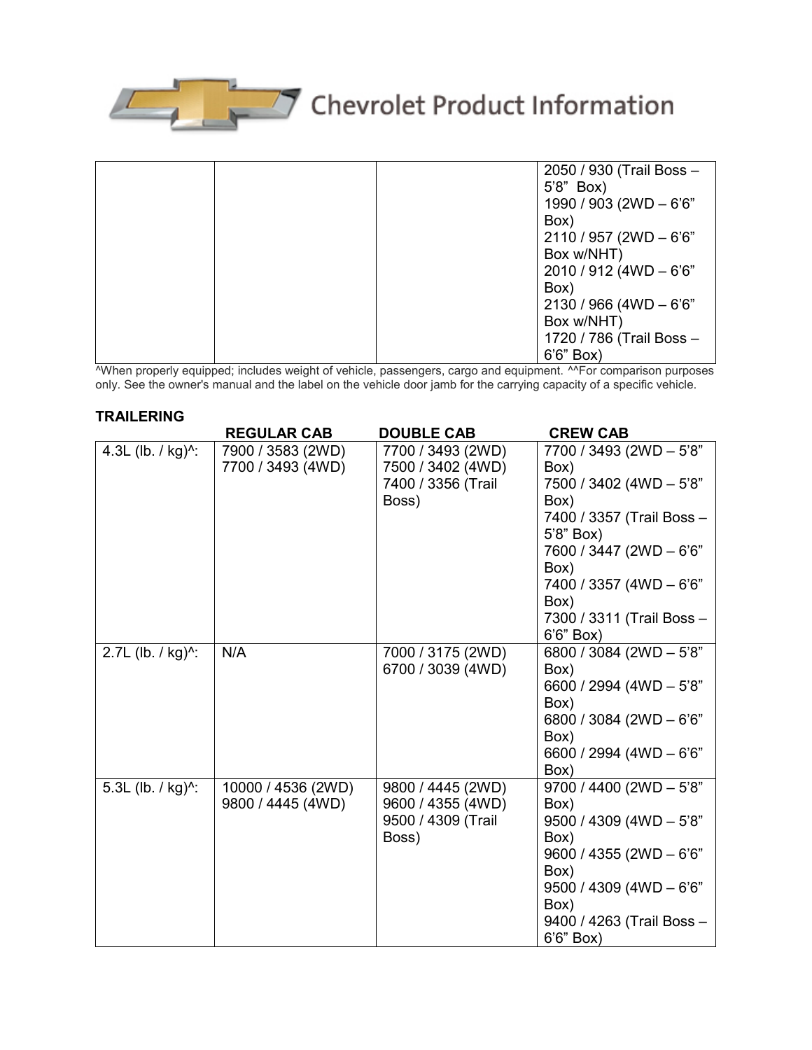| | | | |
|---|---|---|---|
| | | | 2050 / 930 (Trail Boss – 5’8” Box)<br>1990 / 903 (2WD – 6’6” Box)<br>2110 / 957 (2WD – 6’6” Box w/NHT)<br>2010 / 912 (4WD – 6’6” Box)<br>2130 / 966 (4WD – 6’6” Box w/NHT)<br>1720 / 786 (Trail Boss – 6’6” Box) |

^When properly equipped; includes weight of vehicle, passengers, cargo and equipment. ^^For comparison purposes only. See the owner's manual and the label on the vehicle door jamb for the carrying capacity of a specific vehicle.

**TRAILERING**

| | REGULAR CAB | DOUBLE CAB | CREW CAB |
|---|---|---|---|
| 4.3L (lb. / kg)^: | 7900 / 3583 (2WD)<br>7700 / 3493 (4WD) | 7700 / 3493 (2WD)<br>7500 / 3402 (4WD)<br>7400 / 3356 (Trail Boss) | 7700 / 3493 (2WD – 5’8” Box)<br>7500 / 3402 (4WD – 5’8” Box)<br>7400 / 3357 (Trail Boss – 5’8” Box)<br>7600 / 3447 (2WD – 6’6” Box)<br>7400 / 3357 (4WD – 6’6” Box)<br>7300 / 3311 (Trail Boss – 6’6” Box) |
| 2.7L (lb. / kg)^: | N/A | 7000 / 3175 (2WD)<br>6700 / 3039 (4WD) | 6800 / 3084 (2WD – 5’8” Box)<br>6600 / 2994 (4WD – 5’8” Box)<br>6800 / 3084 (2WD – 6’6” Box)<br>6600 / 2994 (4WD – 6’6” Box) |
| 5.3L (lb. / kg)^: | 10000 / 4536 (2WD)<br>9800 / 4445 (4WD) | 9800 / 4445 (2WD)<br>9600 / 4355 (4WD)<br>9500 / 4309 (Trail Boss) | 9700 / 4400 (2WD – 5’8” Box)<br>9500 / 4309 (4WD – 5’8” Box)<br>9600 / 4355 (2WD – 6’6” Box)<br>9500 / 4309 (4WD – 6’6” Box)<br>9400 / 4263 (Trail Boss – 6’6” Box) |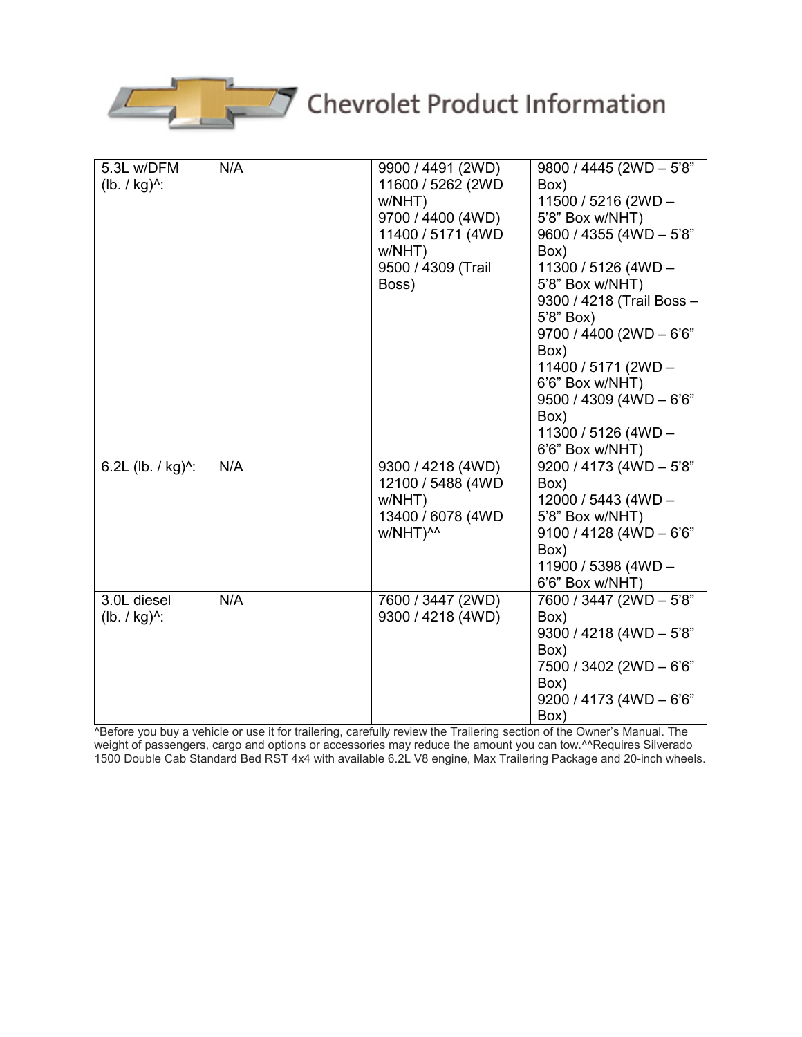| | | | |
|---|---|---|---|
| 5.3L w/DFM (lb. / kg)^: | N/A | 9900 / 4491 (2WD)<br>11600 / 5262 (2WD w/NHT)<br>9700 / 4400 (4WD)<br>11400 / 5171 (4WD w/NHT)<br>9500 / 4309 (Trail Boss) | 9800 / 4445 (2WD – 5'8" Box)<br>11500 / 5216 (2WD – 5'8" Box w/NHT)<br>9600 / 4355 (4WD – 5'8" Box)<br>11300 / 5126 (4WD – 5'8" Box w/NHT)<br>9300 / 4218 (Trail Boss – 5'8" Box)<br>9700 / 4400 (2WD – 6'6" Box)<br>11400 / 5171 (2WD – 6'6" Box w/NHT)<br>9500 / 4309 (4WD – 6'6" Box)<br>11300 / 5126 (4WD – 6'6" Box w/NHT) |
| 6.2L (lb. / kg)^: | N/A | 9300 / 4218 (4WD)<br>12100 / 5488 (4WD w/NHT)<br>13400 / 6078 (4WD w/NHT)^^ | 9200 / 4173 (4WD – 5'8" Box)<br>12000 / 5443 (4WD – 5'8" Box w/NHT)<br>9100 / 4128 (4WD – 6'6" Box)<br>11900 / 5398 (4WD – 6'6" Box w/NHT) |
| 3.0L diesel (lb. / kg)^: | N/A | 7600 / 3447 (2WD)<br>9300 / 4218 (4WD) | 7600 / 3447 (2WD – 5'8" Box)<br>9300 / 4218 (4WD – 5'8" Box)<br>7500 / 3402 (2WD – 6'6" Box)<br>9200 / 4173 (4WD – 6'6" Box) |

^Before you buy a vehicle or use it for trailering, carefully review the Trailering section of the Owner's Manual. The weight of passengers, cargo and options or accessories may reduce the amount you can tow.^^Requires Silverado 1500 Double Cab Standard Bed RST 4x4 with available 6.2L V8 engine, Max Trailering Package and 20-inch wheels.